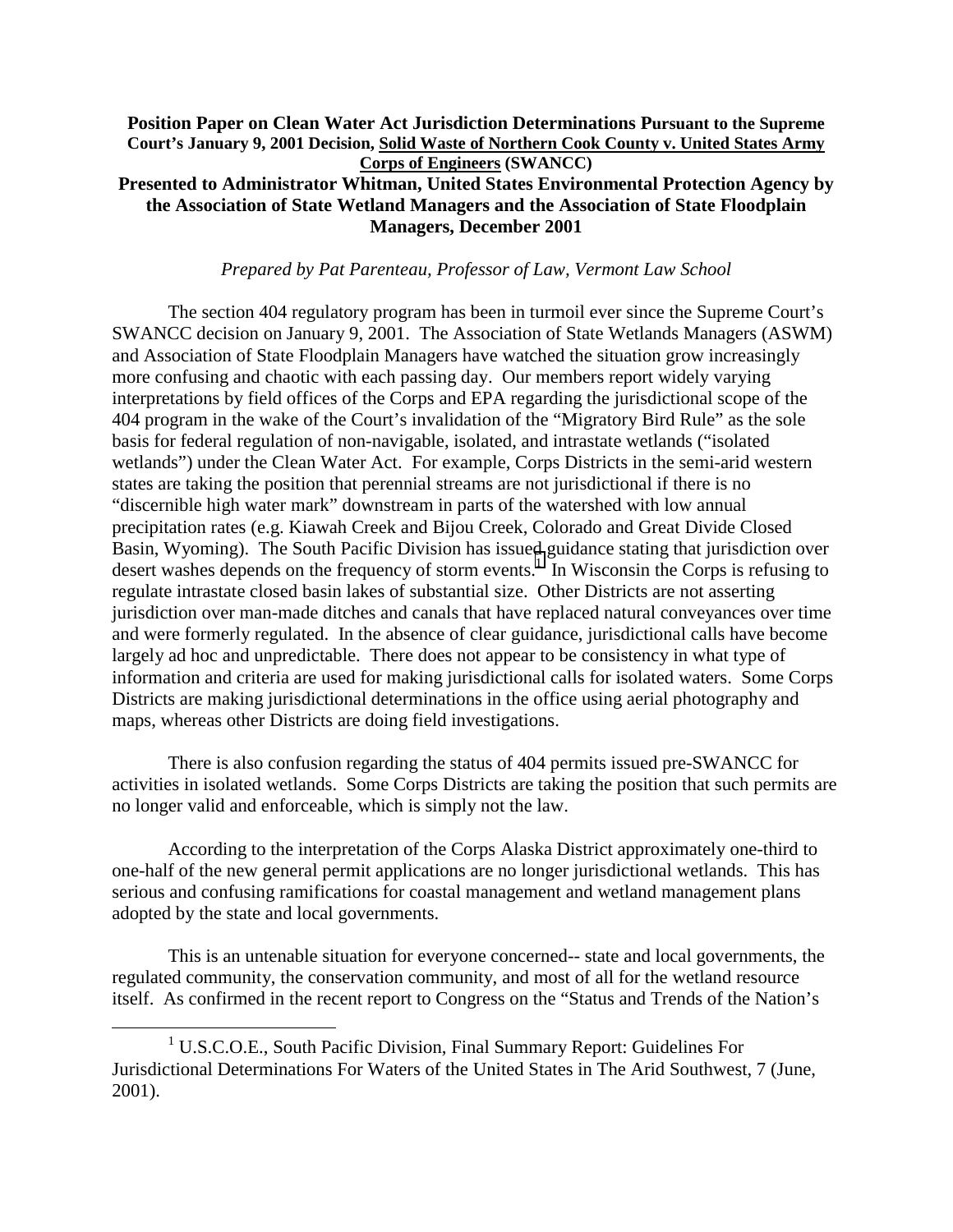**Position Paper on Clean Water Act Jurisdiction Determinations Pursuant to the Supreme Court's January 9, 2001 Decision, Solid Waste of Northern Cook County v. United States Army Corps of Engineers (SWANCC)**

**Presented to Administrator Whitman, United States Environmental Protection Agency by the Association of State Wetland Managers and the Association of State Floodplain Managers, December 2001**

*Prepared by Pat Parenteau, Professor of Law, Vermont Law School*

The section 404 regulatory program has been in turmoil ever since the Supreme Court's SWANCC decision on January 9, 2001. The Association of State Wetlands Managers (ASWM) and Association of State Floodplain Managers have watched the situation grow increasingly more confusing and chaotic with each passing day. Our members report widely varying interpretations by field offices of the Corps and EPA regarding the jurisdictional scope of the 404 program in the wake of the Court's invalidation of the "Migratory Bird Rule" as the sole basis for federal regulation of non-navigable, isolated, and intrastate wetlands ("isolated wetlands") under the Clean Water Act. For example, Corps Districts in the semi-arid western states are taking the position that perennial streams are not jurisdictional if there is no "discernible high water mark" downstream in parts of the watershed with low annual precipitation rates (e.g. Kiawah Creek and Bijou Creek, Colorado and Great Divide Closed Basin, Wyoming). The South Pacific Division has issued guidance stating that jurisdiction over desert washes depends on the frequency of storm events.[1] In Wisconsin the Corps is refusing to regulate intrastate closed basin lakes of substantial size. Other Districts are not asserting jurisdiction over man-made ditches and canals that have replaced natural conveyances over time and were formerly regulated. In the absence of clear guidance, jurisdictional calls have become largely ad hoc and unpredictable. There does not appear to be consistency in what type of information and criteria are used for making jurisdictional calls for isolated waters. Some Corps Districts are making jurisdictional determinations in the office using aerial photography and maps, whereas other Districts are doing field investigations.

There is also confusion regarding the status of 404 permits issued pre-SWANCC for activities in isolated wetlands. Some Corps Districts are taking the position that such permits are no longer valid and enforceable, which is simply not the law.

According to the interpretation of the Corps Alaska District approximately one-third to one-half of the new general permit applications are no longer jurisdictional wetlands. This has serious and confusing ramifications for coastal management and wetland management plans adopted by the state and local governments.

This is an untenable situation for everyone concerned-- state and local governments, the regulated community, the conservation community, and most of all for the wetland resource itself. As confirmed in the recent report to Congress on the "Status and Trends of the Nation's

[1] U.S.C.O.E., South Pacific Division, Final Summary Report: Guidelines For Jurisdictional Determinations For Waters of the United States in The Arid Southwest, 7 (June, 2001).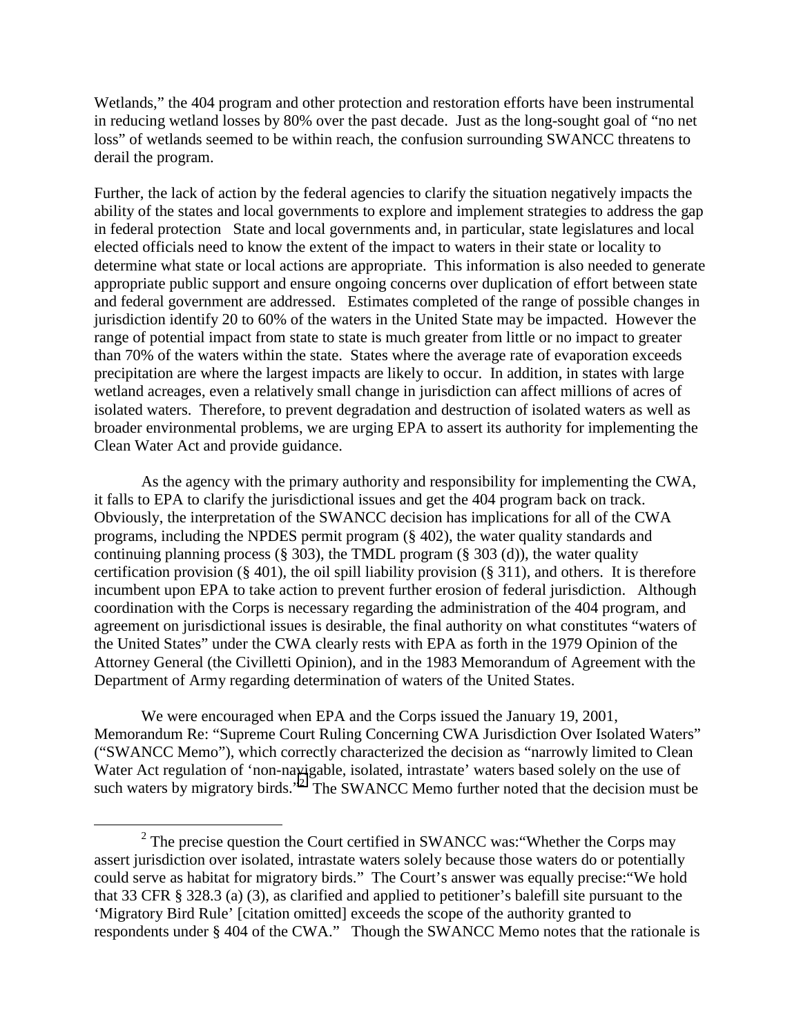Wetlands," the 404 program and other protection and restoration efforts have been instrumental in reducing wetland losses by 80% over the past decade. Just as the long-sought goal of "no net loss" of wetlands seemed to be within reach, the confusion surrounding SWANCC threatens to derail the program.

Further, the lack of action by the federal agencies to clarify the situation negatively impacts the ability of the states and local governments to explore and implement strategies to address the gap in federal protection State and local governments and, in particular, state legislatures and local elected officials need to know the extent of the impact to waters in their state or locality to determine what state or local actions are appropriate. This information is also needed to generate appropriate public support and ensure ongoing concerns over duplication of effort between state and federal government are addressed. Estimates completed of the range of possible changes in jurisdiction identify 20 to 60% of the waters in the United State may be impacted. However the range of potential impact from state to state is much greater from little or no impact to greater than 70% of the waters within the state. States where the average rate of evaporation exceeds precipitation are where the largest impacts are likely to occur. In addition, in states with large wetland acreages, even a relatively small change in jurisdiction can affect millions of acres of isolated waters. Therefore, to prevent degradation and destruction of isolated waters as well as broader environmental problems, we are urging EPA to assert its authority for implementing the Clean Water Act and provide guidance.

As the agency with the primary authority and responsibility for implementing the CWA, it falls to EPA to clarify the jurisdictional issues and get the 404 program back on track. Obviously, the interpretation of the SWANCC decision has implications for all of the CWA programs, including the NPDES permit program (§ 402), the water quality standards and continuing planning process (§ 303), the TMDL program (§ 303 (d)), the water quality certification provision (§ 401), the oil spill liability provision (§ 311), and others. It is therefore incumbent upon EPA to take action to prevent further erosion of federal jurisdiction. Although coordination with the Corps is necessary regarding the administration of the 404 program, and agreement on jurisdictional issues is desirable, the final authority on what constitutes "waters of the United States" under the CWA clearly rests with EPA as forth in the 1979 Opinion of the Attorney General (the Civilletti Opinion), and in the 1983 Memorandum of Agreement with the Department of Army regarding determination of waters of the United States.

We were encouraged when EPA and the Corps issued the January 19, 2001, Memorandum Re: "Supreme Court Ruling Concerning CWA Jurisdiction Over Isolated Waters" ("SWANCC Memo"), which correctly characterized the decision as "narrowly limited to Clean Water Act regulation of 'non-navigable, isolated, intrastate' waters based solely on the use of such waters by migratory birds."[2] The SWANCC Memo further noted that the decision must be

[2] The precise question the Court certified in SWANCC was:"Whether the Corps may assert jurisdiction over isolated, intrastate waters solely because those waters do or potentially could serve as habitat for migratory birds." The Court's answer was equally precise:"We hold that 33 CFR § 328.3 (a) (3), as clarified and applied to petitioner's balefill site pursuant to the 'Migratory Bird Rule' [citation omitted] exceeds the scope of the authority granted to respondents under § 404 of the CWA." Though the SWANCC Memo notes that the rationale is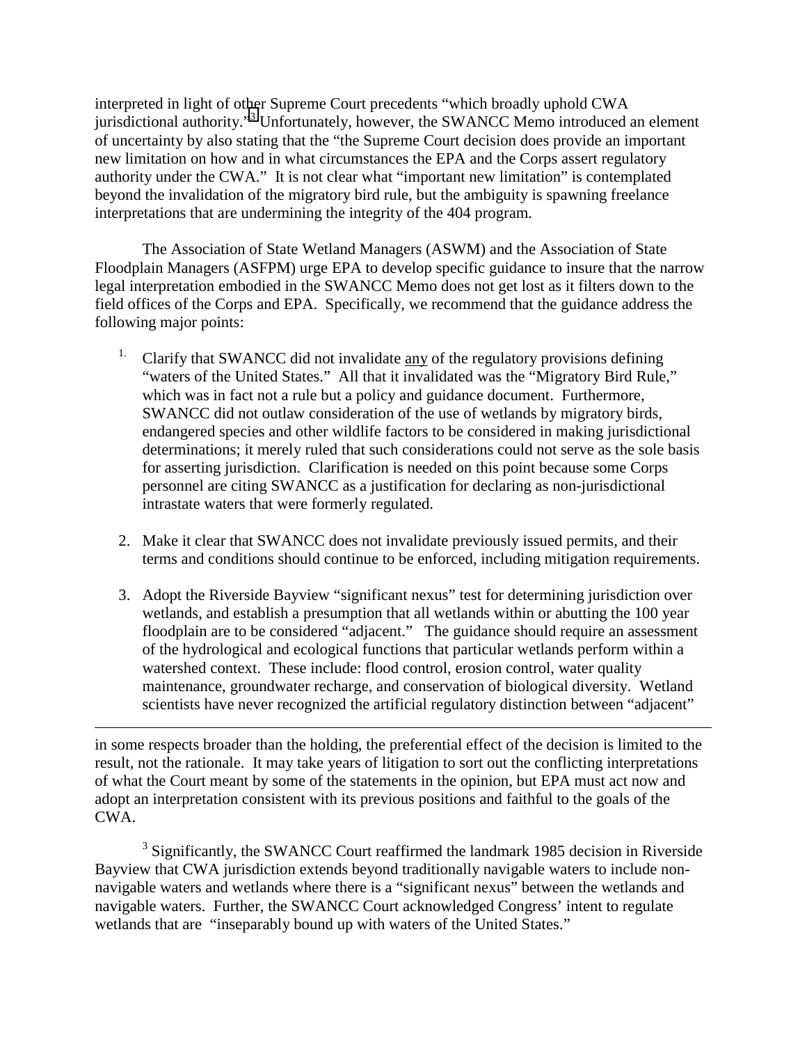interpreted in light of other Supreme Court precedents "which broadly uphold CWA jurisdictional authority."[3] Unfortunately, however, the SWANCC Memo introduced an element of uncertainty by also stating that the "the Supreme Court decision does provide an important new limitation on how and in what circumstances the EPA and the Corps assert regulatory authority under the CWA." It is not clear what "important new limitation" is contemplated beyond the invalidation of the migratory bird rule, but the ambiguity is spawning freelance interpretations that are undermining the integrity of the 404 program.

The Association of State Wetland Managers (ASWM) and the Association of State Floodplain Managers (ASFPM) urge EPA to develop specific guidance to insure that the narrow legal interpretation embodied in the SWANCC Memo does not get lost as it filters down to the field offices of the Corps and EPA. Specifically, we recommend that the guidance address the following major points:

1. Clarify that SWANCC did not invalidate <u>any</u> of the regulatory provisions defining "waters of the United States." All that it invalidated was the "Migratory Bird Rule," which was in fact not a rule but a policy and guidance document. Furthermore, SWANCC did not outlaw consideration of the use of wetlands by migratory birds, endangered species and other wildlife factors to be considered in making jurisdictional determinations; it merely ruled that such considerations could not serve as the sole basis for asserting jurisdiction. Clarification is needed on this point because some Corps personnel are citing SWANCC as a justification for declaring as non-jurisdictional intrastate waters that were formerly regulated.

2. Make it clear that SWANCC does not invalidate previously issued permits, and their terms and conditions should continue to be enforced, including mitigation requirements.

3. Adopt the Riverside Bayview "significant nexus" test for determining jurisdiction over wetlands, and establish a presumption that all wetlands within or abutting the 100 year floodplain are to be considered "adjacent." The guidance should require an assessment of the hydrological and ecological functions that particular wetlands perform within a watershed context. These include: flood control, erosion control, water quality maintenance, groundwater recharge, and conservation of biological diversity. Wetland scientists have never recognized the artificial regulatory distinction between "adjacent"

---

in some respects broader than the holding, the preferential effect of the decision is limited to the result, not the rationale. It may take years of litigation to sort out the conflicting interpretations of what the Court meant by some of the statements in the opinion, but EPA must act now and adopt an interpretation consistent with its previous positions and faithful to the goals of the CWA.

[3] Significantly, the SWANCC Court reaffirmed the landmark 1985 decision in Riverside Bayview that CWA jurisdiction extends beyond traditionally navigable waters to include non-navigable waters and wetlands where there is a "significant nexus" between the wetlands and navigable waters. Further, the SWANCC Court acknowledged Congress' intent to regulate wetlands that are "inseparably bound up with waters of the United States."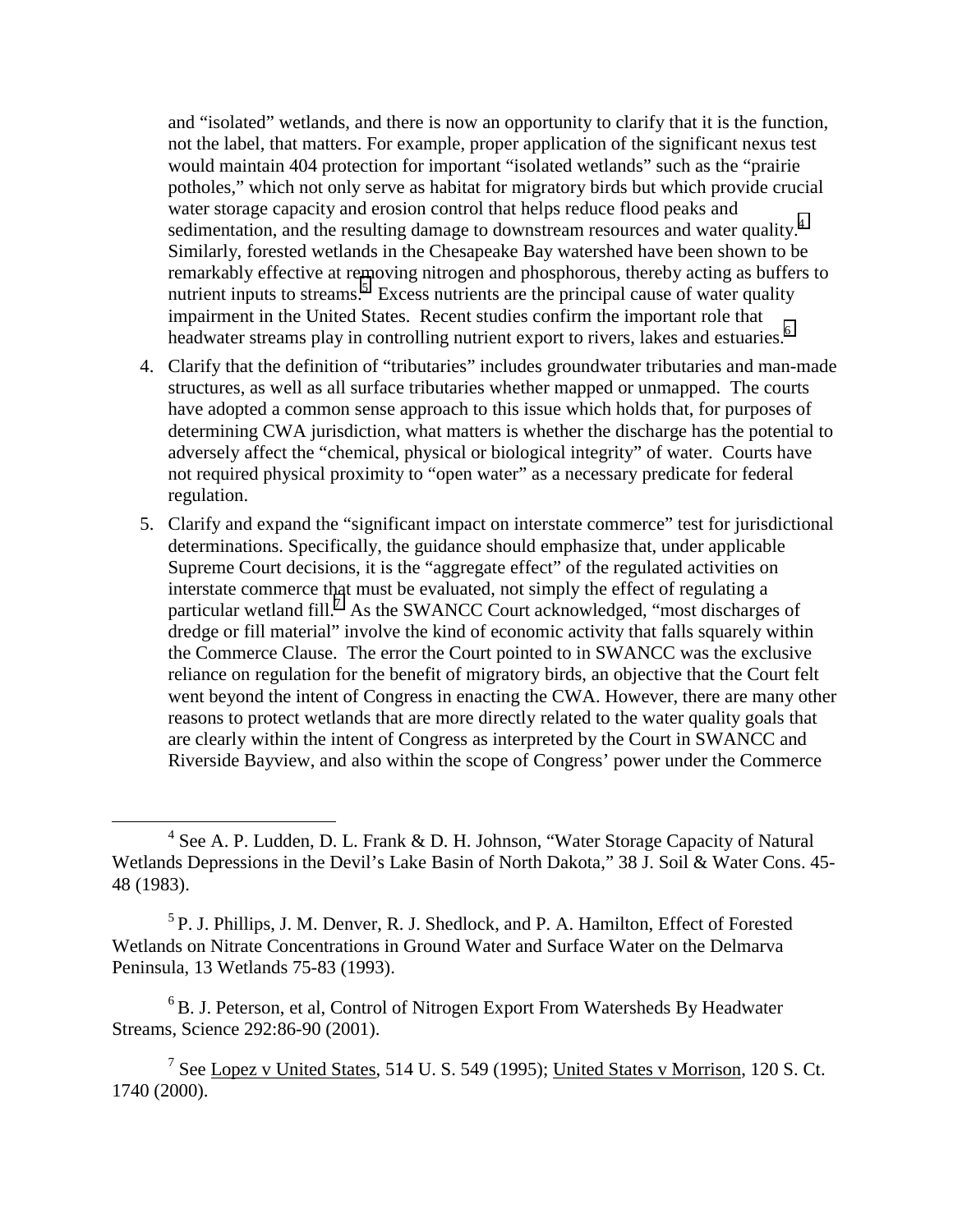and "isolated" wetlands, and there is now an opportunity to clarify that it is the function, not the label, that matters. For example, proper application of the significant nexus test would maintain 404 protection for important "isolated wetlands" such as the "prairie potholes," which not only serve as habitat for migratory birds but which provide crucial water storage capacity and erosion control that helps reduce flood peaks and sedimentation, and the resulting damage to downstream resources and water quality.[4] Similarly, forested wetlands in the Chesapeake Bay watershed have been shown to be remarkably effective at removing nitrogen and phosphorous, thereby acting as buffers to nutrient inputs to streams.[5] Excess nutrients are the principal cause of water quality impairment in the United States. Recent studies confirm the important role that headwater streams play in controlling nutrient export to rivers, lakes and estuaries.[6]

4. Clarify that the definition of "tributaries" includes groundwater tributaries and man-made structures, as well as all surface tributaries whether mapped or unmapped. The courts have adopted a common sense approach to this issue which holds that, for purposes of determining CWA jurisdiction, what matters is whether the discharge has the potential to adversely affect the "chemical, physical or biological integrity" of water. Courts have not required physical proximity to "open water" as a necessary predicate for federal regulation.

5. Clarify and expand the "significant impact on interstate commerce" test for jurisdictional determinations. Specifically, the guidance should emphasize that, under applicable Supreme Court decisions, it is the "aggregate effect" of the regulated activities on interstate commerce that must be evaluated, not simply the effect of regulating a particular wetland fill.[7] As the SWANCC Court acknowledged, "most discharges of dredge or fill material" involve the kind of economic activity that falls squarely within the Commerce Clause. The error the Court pointed to in SWANCC was the exclusive reliance on regulation for the benefit of migratory birds, an objective that the Court felt went beyond the intent of Congress in enacting the CWA. However, there are many other reasons to protect wetlands that are more directly related to the water quality goals that are clearly within the intent of Congress as interpreted by the Court in SWANCC and Riverside Bayview, and also within the scope of Congress' power under the Commerce

---

[4] See A. P. Ludden, D. L. Frank & D. H. Johnson, "Water Storage Capacity of Natural Wetlands Depressions in the Devil's Lake Basin of North Dakota," 38 J. Soil & Water Cons. 45-48 (1983).

[5] P. J. Phillips, J. M. Denver, R. J. Shedlock, and P. A. Hamilton, Effect of Forested Wetlands on Nitrate Concentrations in Ground Water and Surface Water on the Delmarva Peninsula, 13 Wetlands 75-83 (1993).

[6] B. J. Peterson, et al, Control of Nitrogen Export From Watersheds By Headwater Streams, Science 292:86-90 (2001).

[7] See Lopez v United States, 514 U. S. 549 (1995); United States v Morrison, 120 S. Ct. 1740 (2000).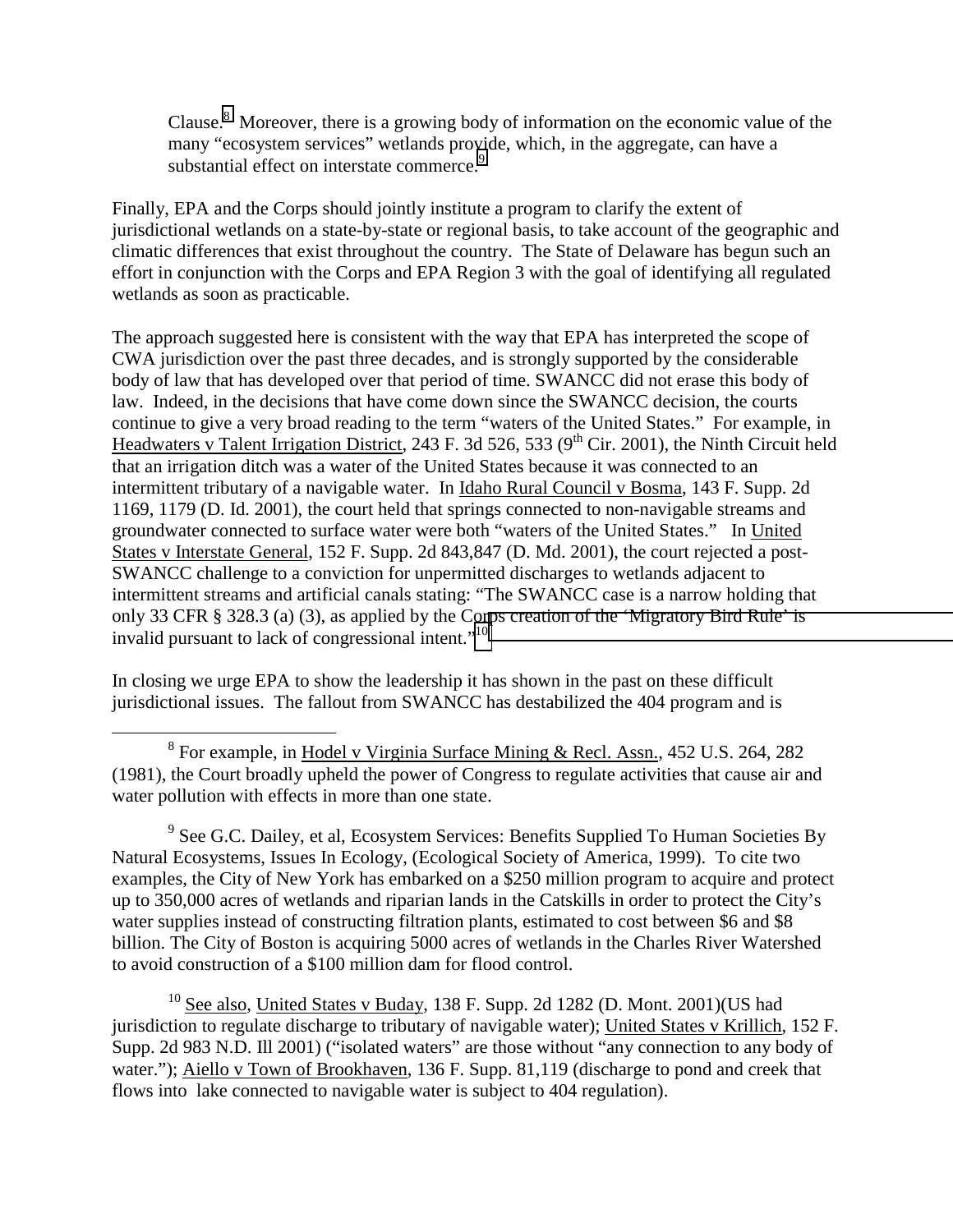Clause.[8] Moreover, there is a growing body of information on the economic value of the many "ecosystem services" wetlands provide, which, in the aggregate, can have a substantial effect on interstate commerce.[9]

Finally, EPA and the Corps should jointly institute a program to clarify the extent of jurisdictional wetlands on a state-by-state or regional basis, to take account of the geographic and climatic differences that exist throughout the country. The State of Delaware has begun such an effort in conjunction with the Corps and EPA Region 3 with the goal of identifying all regulated wetlands as soon as practicable.

The approach suggested here is consistent with the way that EPA has interpreted the scope of CWA jurisdiction over the past three decades, and is strongly supported by the considerable body of law that has developed over that period of time. SWANCC did not erase this body of law. Indeed, in the decisions that have come down since the SWANCC decision, the courts continue to give a very broad reading to the term "waters of the United States." For example, in Headwaters v Talent Irrigation District, 243 F. 3d 526, 533 (9th Cir. 2001), the Ninth Circuit held that an irrigation ditch was a water of the United States because it was connected to an intermittent tributary of a navigable water. In Idaho Rural Council v Bosma, 143 F. Supp. 2d 1169, 1179 (D. Id. 2001), the court held that springs connected to non-navigable streams and groundwater connected to surface water were both "waters of the United States." In United States v Interstate General, 152 F. Supp. 2d 843,847 (D. Md. 2001), the court rejected a post-SWANCC challenge to a conviction for unpermitted discharges to wetlands adjacent to intermittent streams and artificial canals stating: "The SWANCC case is a narrow holding that only 33 CFR § 328.3 (a) (3), as applied by the Corps creation of the 'Migratory Bird Rule' is invalid pursuant to lack of congressional intent."[10]

In closing we urge EPA to show the leadership it has shown in the past on these difficult jurisdictional issues. The fallout from SWANCC has destabilized the 404 program and is

---

[8] For example, in Hodel v Virginia Surface Mining & Recl. Assn., 452 U.S. 264, 282 (1981), the Court broadly upheld the power of Congress to regulate activities that cause air and water pollution with effects in more than one state.

[9] See G.C. Dailey, et al, Ecosystem Services: Benefits Supplied To Human Societies By Natural Ecosystems, Issues In Ecology, (Ecological Society of America, 1999). To cite two examples, the City of New York has embarked on a $250 million program to acquire and protect up to 350,000 acres of wetlands and riparian lands in the Catskills in order to protect the City's water supplies instead of constructing filtration plants, estimated to cost between $6 and $8 billion. The City of Boston is acquiring 5000 acres of wetlands in the Charles River Watershed to avoid construction of a $100 million dam for flood control.

[10] See also, United States v Buday, 138 F. Supp. 2d 1282 (D. Mont. 2001)(US had jurisdiction to regulate discharge to tributary of navigable water); United States v Krillich, 152 F. Supp. 2d 983 N.D. Ill 2001) ("isolated waters" are those without "any connection to any body of water."); Aiello v Town of Brookhaven, 136 F. Supp. 81,119 (discharge to pond and creek that flows into lake connected to navigable water is subject to 404 regulation).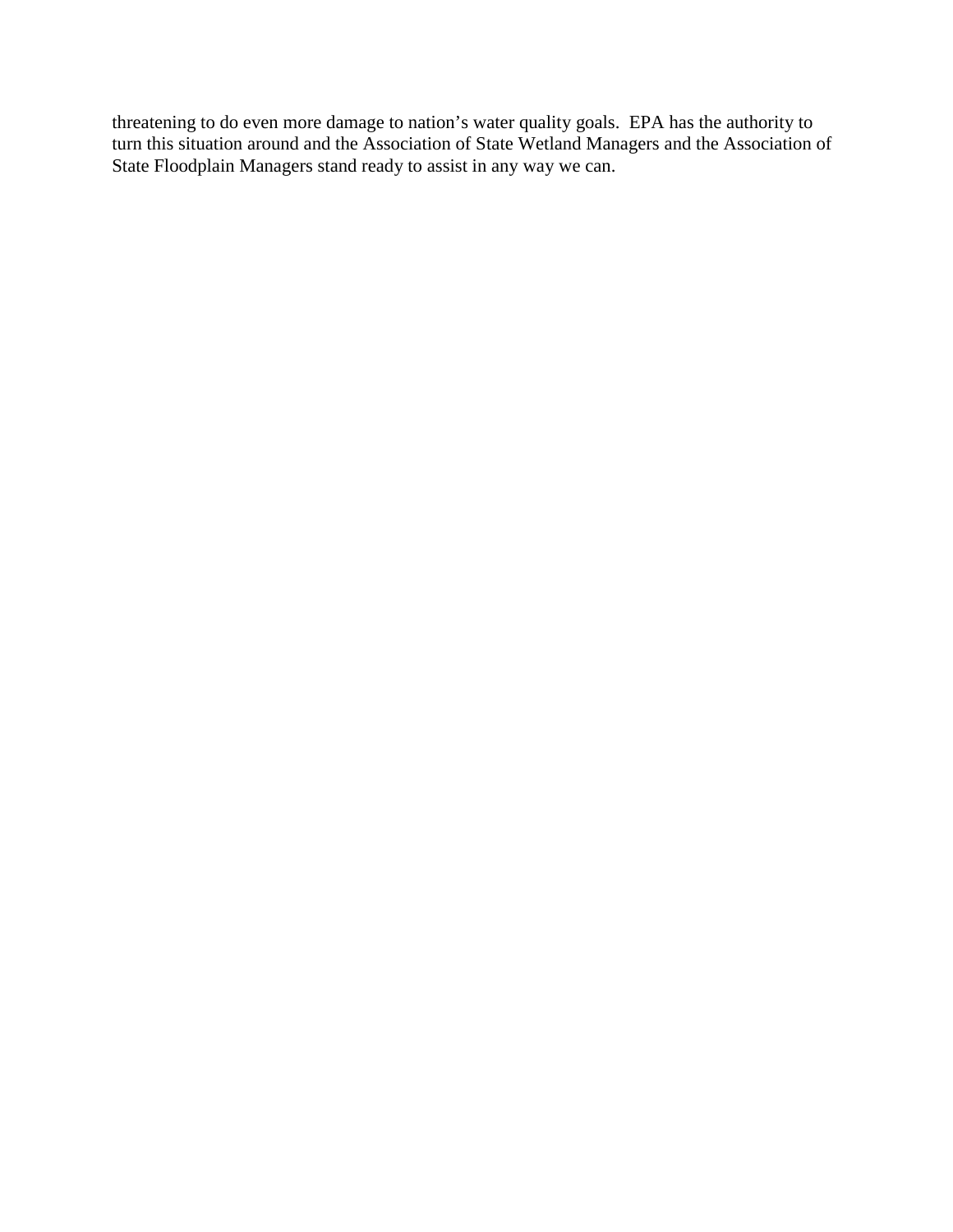threatening to do even more damage to nation's water quality goals. EPA has the authority to turn this situation around and the Association of State Wetland Managers and the Association of State Floodplain Managers stand ready to assist in any way we can.